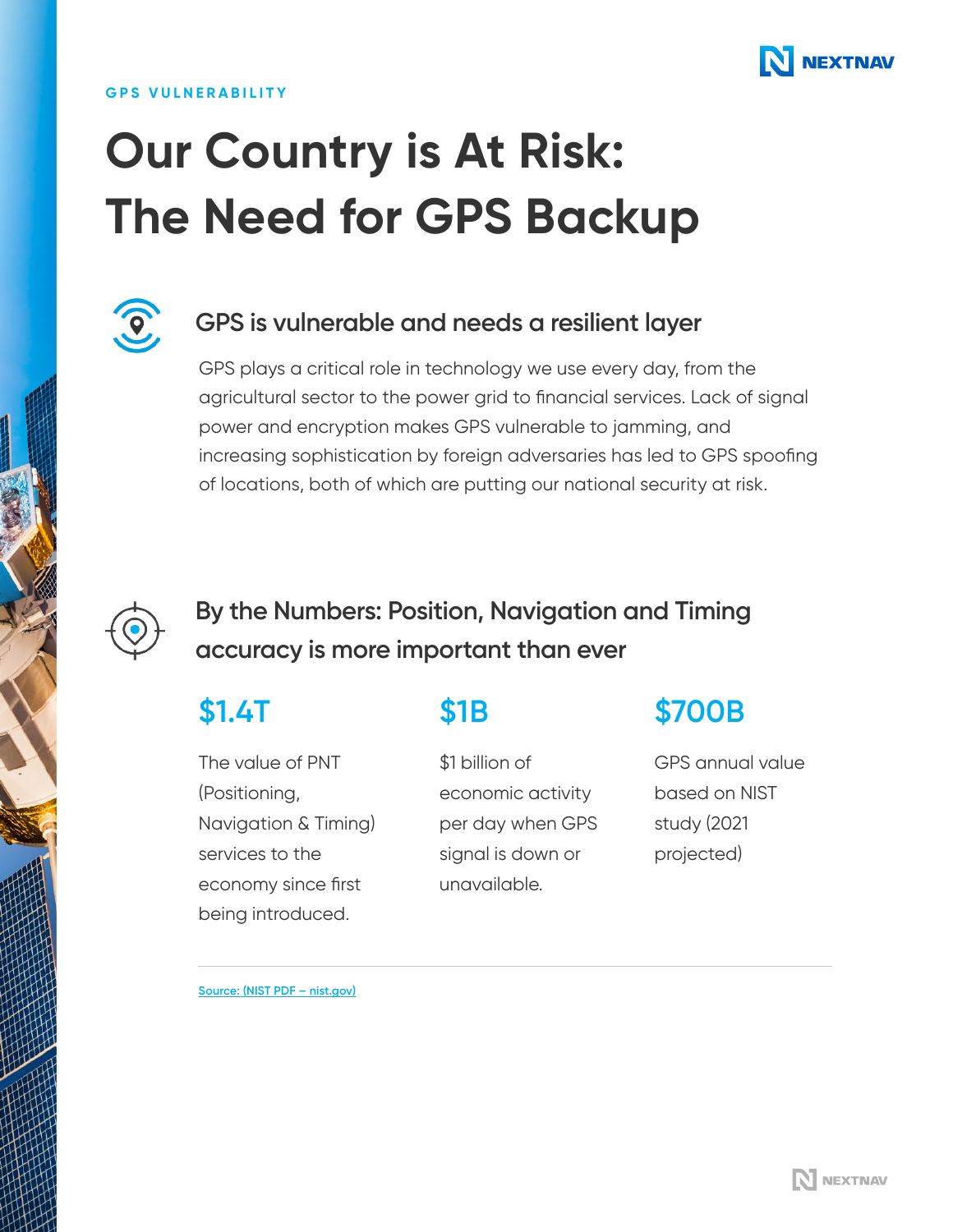GPS VULNERABILITY

# Our Country is At Risk: The Need for GPS Backup

## GPS is vulnerable and needs a resilient layer

GPS plays a critical role in technology we use every day, from the agricultural sector to the power grid to financial services. Lack of signal power and encryption makes GPS vulnerable to jamming, and increasing sophistication by foreign adversaries has led to GPS spoofing of locations, both of which are putting our national security at risk.

## By the Numbers: Position, Navigation and Timing accuracy is more important than ever

### $1.4T

The value of PNT (Positioning, Navigation & Timing) services to the economy since first being introduced.

### $1B

$1 billion of economic activity per day when GPS signal is down or unavailable.

### $700B

GPS annual value based on NIST study (2021 projected)

---

Source: (NIST PDF – nist.gov)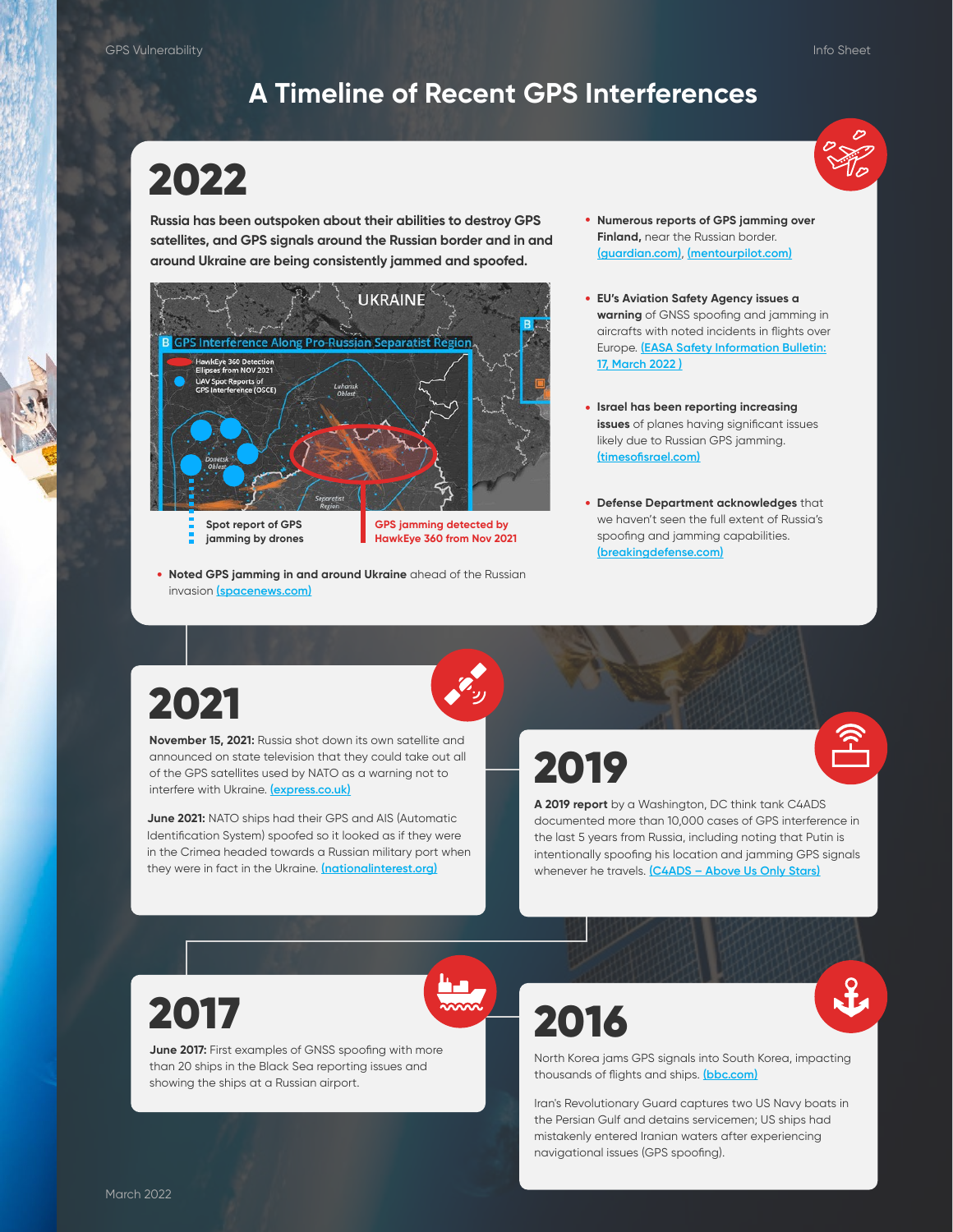# A Timeline of Recent GPS Interferences

## 2022

**Russia has been outspoken about their abilities to destroy GPS satellites, and GPS signals around the Russian border and in and around Ukraine are being consistently jammed and spoofed.**

Spot report of GPS jamming by drones

GPS jamming detected by HawkEye 360 from Nov 2021

- **Noted GPS jamming in and around Ukraine** ahead of the Russian invasion (spacenews.com)
- **Numerous reports of GPS jamming over Finland,** near the Russian border. (guardian.com), (mentourpilot.com)
- **EU's Aviation Safety Agency issues a warning** of GNSS spoofing and jamming in aircrafts with noted incidents in flights over Europe. (EASA Safety Information Bulletin: 17, March 2022 )
- **Israel has been reporting increasing issues** of planes having significant issues likely due to Russian GPS jamming. (timesofisrael.com)
- **Defense Department acknowledges** that we haven't seen the full extent of Russia's spoofing and jamming capabilities. (breakingdefense.com)

## 2021

**November 15, 2021:** Russia shot down its own satellite and announced on state television that they could take out all of the GPS satellites used by NATO as a warning not to interfere with Ukraine. (express.co.uk)

**June 2021:** NATO ships had their GPS and AIS (Automatic Identification System) spoofed so it looked as if they were in the Crimea headed towards a Russian military port when they were in fact in the Ukraine. (nationalinterest.org)

## 2019

**A 2019 report** by a Washington, DC think tank C4ADS documented more than 10,000 cases of GPS interference in the last 5 years from Russia, including noting that Putin is intentionally spoofing his location and jamming GPS signals whenever he travels. (C4ADS – Above Us Only Stars)

## 2017

**June 2017:** First examples of GNSS spoofing with more than 20 ships in the Black Sea reporting issues and showing the ships at a Russian airport.

## 2016

North Korea jams GPS signals into South Korea, impacting thousands of flights and ships. (bbc.com)

Iran's Revolutionary Guard captures two US Navy boats in the Persian Gulf and detains servicemen; US ships had mistakenly entered Iranian waters after experiencing navigational issues (GPS spoofing).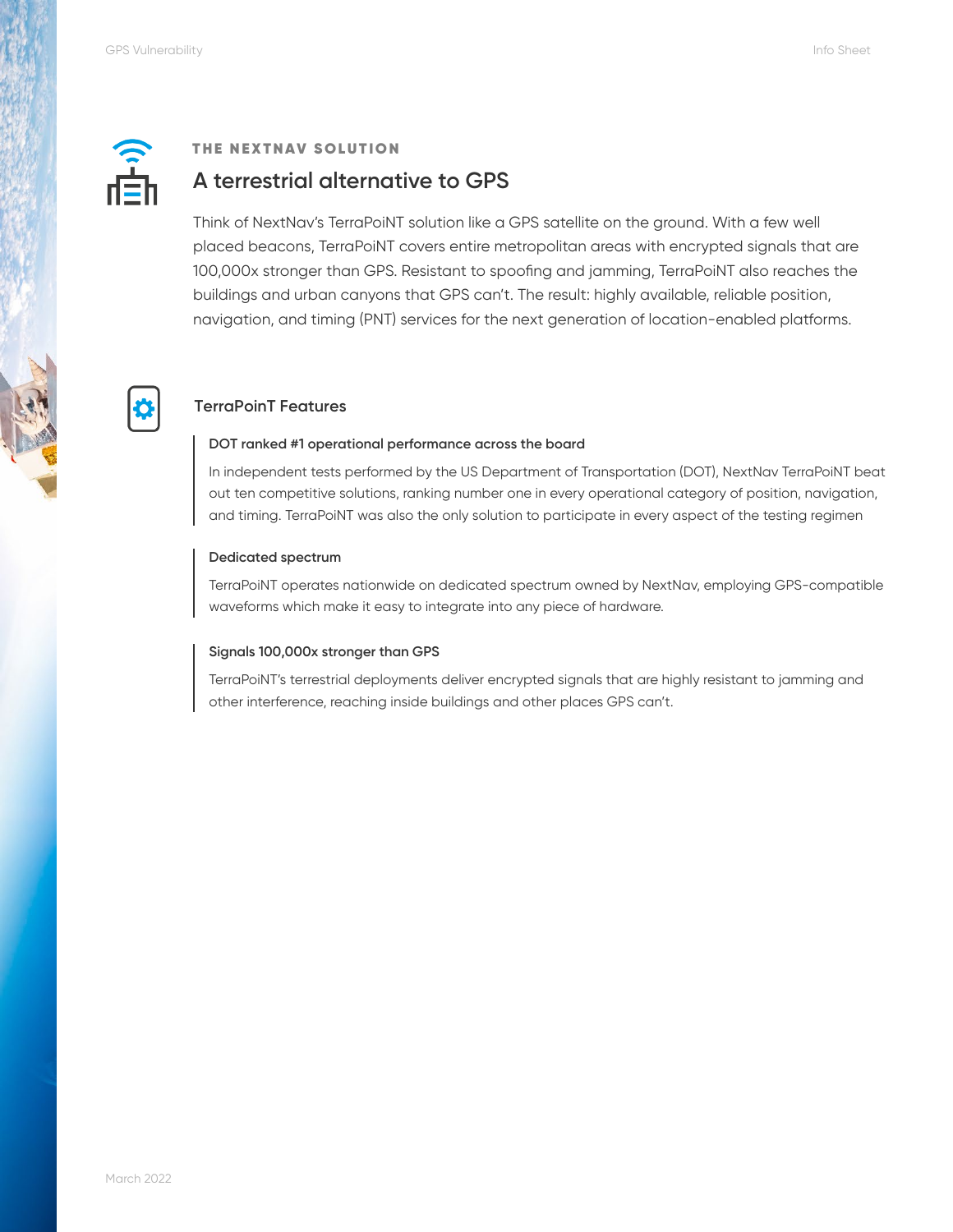### THE NEXTNAV SOLUTION

## A terrestrial alternative to GPS

Think of NextNav's TerraPoiNT solution like a GPS satellite on the ground. With a few well placed beacons, TerraPoiNT covers entire metropolitan areas with encrypted signals that are 100,000x stronger than GPS. Resistant to spoofing and jamming, TerraPoiNT also reaches the buildings and urban canyons that GPS can't. The result: highly available, reliable position, navigation, and timing (PNT) services for the next generation of location-enabled platforms.

## TerraPoinT Features

**DOT ranked #1 operational performance across the board**

In independent tests performed by the US Department of Transportation (DOT), NextNav TerraPoiNT beat out ten competitive solutions, ranking number one in every operational category of position, navigation, and timing. TerraPoiNT was also the only solution to participate in every aspect of the testing regimen

**Dedicated spectrum**

TerraPoiNT operates nationwide on dedicated spectrum owned by NextNav, employing GPS-compatible waveforms which make it easy to integrate into any piece of hardware.

**Signals 100,000x stronger than GPS**

TerraPoiNT's terrestrial deployments deliver encrypted signals that are highly resistant to jamming and other interference, reaching inside buildings and other places GPS can't.

March 2022